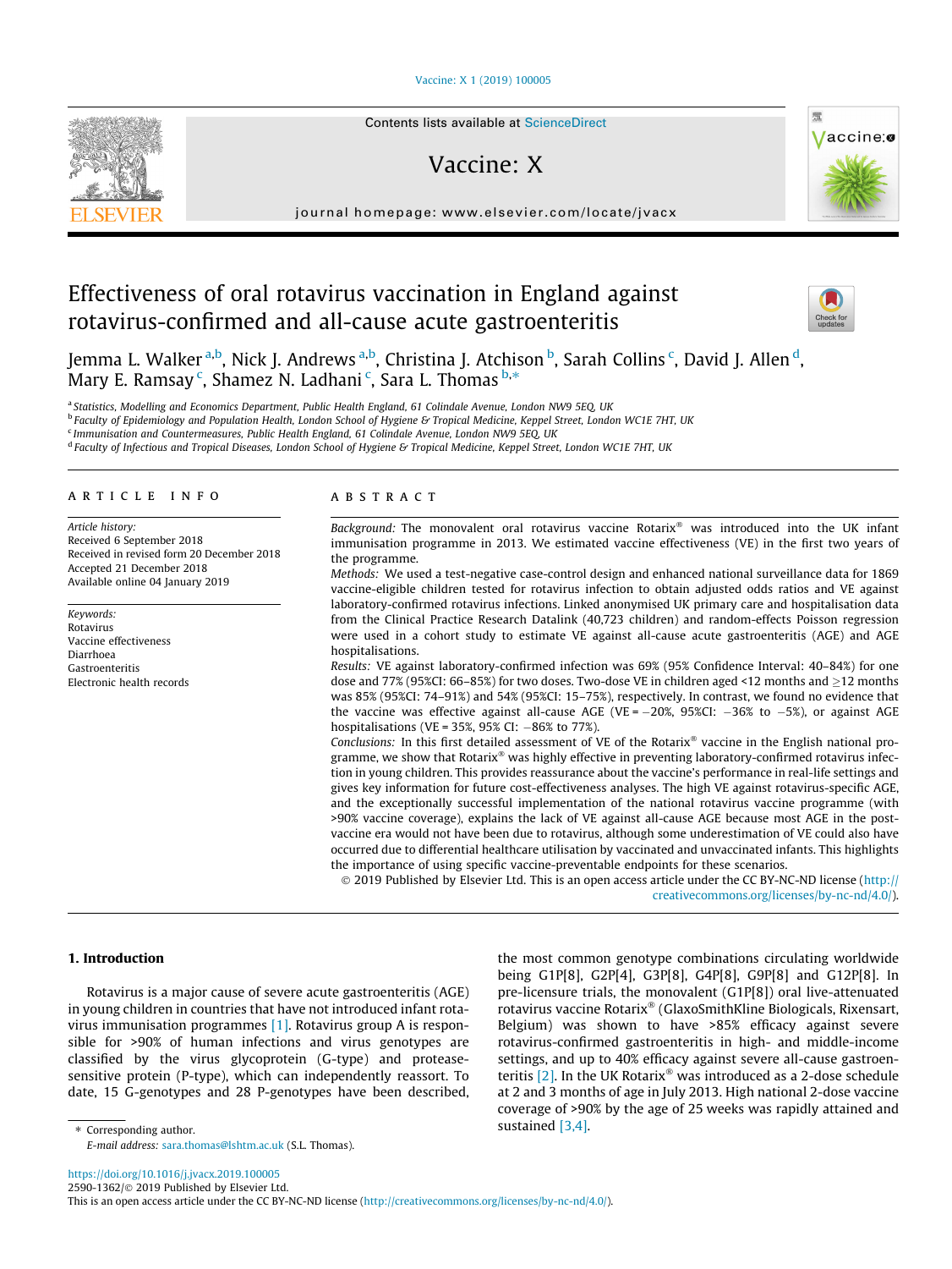# Effectiveness of oral rotavirus vaccination in England against rotavirus-confirmed and all-cause acute gastroenteritis

Jemma L. Walker [a,b], Nick J. Andrews [a,b], Christina J. Atchison [b], Sarah Collins [c], David J. Allen [d], Mary E. Ramsay [c], Shamez N. Ladhani [c], Sara L. Thomas [b,*]

[a] Statistics, Modelling and Economics Department, Public Health England, 61 Colindale Avenue, London NW9 5EQ, UK
[b] Faculty of Epidemiology and Population Health, London School of Hygiene & Tropical Medicine, Keppel Street, London WC1E 7HT, UK
[c] Immunisation and Countermeasures, Public Health England, 61 Colindale Avenue, London NW9 5EQ, UK
[d] Faculty of Infectious and Tropical Diseases, London School of Hygiene & Tropical Medicine, Keppel Street, London WC1E 7HT, UK

## ARTICLE INFO

*Article history:*
Received 6 September 2018
Received in revised form 20 December 2018
Accepted 21 December 2018
Available online 04 January 2019

*Keywords:*
Rotavirus
Vaccine effectiveness
Diarrhoea
Gastroenteritis
Electronic health records

## ABSTRACT

*Background:* The monovalent oral rotavirus vaccine Rotarix® was introduced into the UK infant immunisation programme in 2013. We estimated vaccine effectiveness (VE) in the first two years of the programme.

*Methods:* We used a test-negative case-control design and enhanced national surveillance data for 1869 vaccine-eligible children tested for rotavirus infection to obtain adjusted odds ratios and VE against laboratory-confirmed rotavirus infections. Linked anonymised UK primary care and hospitalisation data from the Clinical Practice Research Datalink (40,723 children) and random-effects Poisson regression were used in a cohort study to estimate VE against all-cause acute gastroenteritis (AGE) and AGE hospitalisations.

*Results:* VE against laboratory-confirmed infection was 69% (95% Confidence Interval: 40–84%) for one dose and 77% (95%CI: 66–85%) for two doses. Two-dose VE in children aged <12 months and ≥12 months was 85% (95%CI: 74–91%) and 54% (95%CI: 15–75%), respectively. In contrast, we found no evidence that the vaccine was effective against all-cause AGE (VE = −20%, 95%CI: −36% to −5%), or against AGE hospitalisations (VE = 35%, 95% CI: −86% to 77%).

*Conclusions:* In this first detailed assessment of VE of the Rotarix® vaccine in the English national programme, we show that Rotarix® was highly effective in preventing laboratory-confirmed rotavirus infection in young children. This provides reassurance about the vaccine's performance in real-life settings and gives key information for future cost-effectiveness analyses. The high VE against rotavirus-specific AGE, and the exceptionally successful implementation of the national rotavirus vaccine programme (with >90% vaccine coverage), explains the lack of VE against all-cause AGE because most AGE in the post-vaccine era would not have been due to rotavirus, although some underestimation of VE could also have occurred due to differential healthcare utilisation by vaccinated and unvaccinated infants. This highlights the importance of using specific vaccine-preventable endpoints for these scenarios.

© 2019 Published by Elsevier Ltd. This is an open access article under the CC BY-NC-ND license (http://creativecommons.org/licenses/by-nc-nd/4.0/).

## 1. Introduction

Rotavirus is a major cause of severe acute gastroenteritis (AGE) in young children in countries that have not introduced infant rotavirus immunisation programmes [1]. Rotavirus group A is responsible for >90% of human infections and virus genotypes are classified by the virus glycoprotein (G-type) and protease-sensitive protein (P-type), which can independently reassort. To date, 15 G-genotypes and 28 P-genotypes have been described, the most common genotype combinations circulating worldwide being G1P[8], G2P[4], G3P[8], G4P[8], G9P[8] and G12P[8]. In pre-licensure trials, the monovalent (G1P[8]) oral live-attenuated rotavirus vaccine Rotarix® (GlaxoSmithKline Biologicals, Rixensart, Belgium) was shown to have >85% efficacy against severe rotavirus-confirmed gastroenteritis in high- and middle-income settings, and up to 40% efficacy against severe all-cause gastroenteritis [2]. In the UK Rotarix® was introduced as a 2-dose schedule at 2 and 3 months of age in July 2013. High national 2-dose vaccine coverage of >90% by the age of 25 weeks was rapidly attained and sustained [3,4].

\* Corresponding author.
*E-mail address:* sara.thomas@lshtm.ac.uk (S.L. Thomas).

https://doi.org/10.1016/j.jvacx.2019.100005
2590-1362/© 2019 Published by Elsevier Ltd.
This is an open access article under the CC BY-NC-ND license (http://creativecommons.org/licenses/by-nc-nd/4.0/).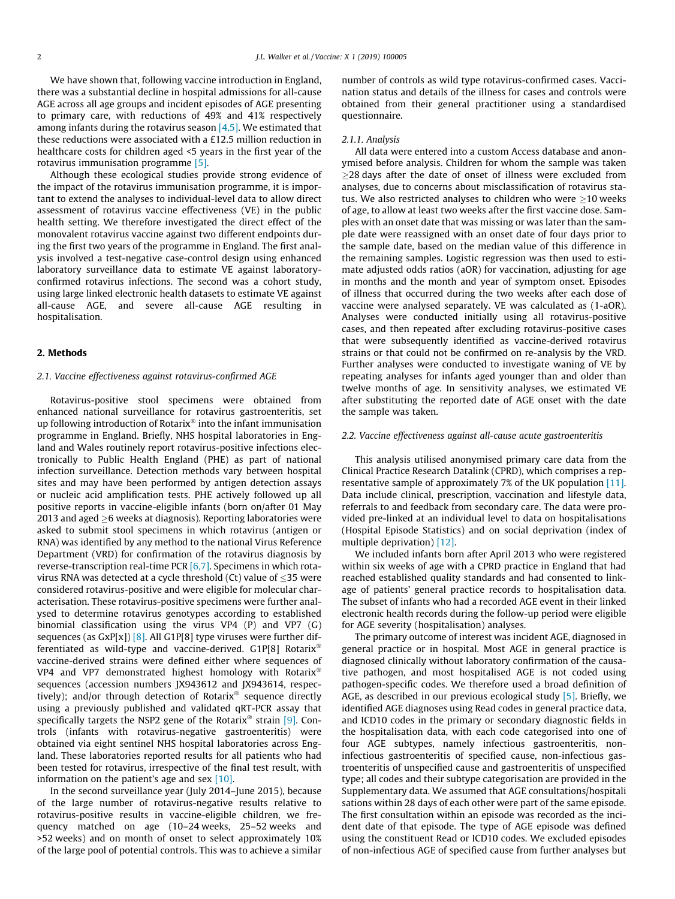We have shown that, following vaccine introduction in England, there was a substantial decline in hospital admissions for all-cause AGE across all age groups and incident episodes of AGE presenting to primary care, with reductions of 49% and 41% respectively among infants during the rotavirus season [4,5]. We estimated that these reductions were associated with a £12.5 million reduction in healthcare costs for children aged <5 years in the first year of the rotavirus immunisation programme [5].

Although these ecological studies provide strong evidence of the impact of the rotavirus immunisation programme, it is important to extend the analyses to individual-level data to allow direct assessment of rotavirus vaccine effectiveness (VE) in the public health setting. We therefore investigated the direct effect of the monovalent rotavirus vaccine against two different endpoints during the first two years of the programme in England. The first analysis involved a test-negative case-control design using enhanced laboratory surveillance data to estimate VE against laboratory-confirmed rotavirus infections. The second was a cohort study, using large linked electronic health datasets to estimate VE against all-cause AGE, and severe all-cause AGE resulting in hospitalisation.

## 2. Methods

### 2.1. Vaccine effectiveness against rotavirus-confirmed AGE

Rotavirus-positive stool specimens were obtained from enhanced national surveillance for rotavirus gastroenteritis, set up following introduction of Rotarix® into the infant immunisation programme in England. Briefly, NHS hospital laboratories in England and Wales routinely report rotavirus-positive infections electronically to Public Health England (PHE) as part of national infection surveillance. Detection methods vary between hospital sites and may have been performed by antigen detection assays or nucleic acid amplification tests. PHE actively followed up all positive reports in vaccine-eligible infants (born on/after 01 May 2013 and aged ≥6 weeks at diagnosis). Reporting laboratories were asked to submit stool specimens in which rotavirus (antigen or RNA) was identified by any method to the national Virus Reference Department (VRD) for confirmation of the rotavirus diagnosis by reverse-transcription real-time PCR [6,7]. Specimens in which rotavirus RNA was detected at a cycle threshold (Ct) value of ≤35 were considered rotavirus-positive and were eligible for molecular characterisation. These rotavirus-positive specimens were further analysed to determine rotavirus genotypes according to established binomial classification using the virus VP4 (P) and VP7 (G) sequences (as GxP[x]) [8]. All G1P[8] type viruses were further differentiated as wild-type and vaccine-derived. G1P[8] Rotarix® vaccine-derived strains were defined either where sequences of VP4 and VP7 demonstrated highest homology with Rotarix® sequences (accession numbers JX943612 and JX943614, respectively); and/or through detection of Rotarix® sequence directly using a previously published and validated qRT-PCR assay that specifically targets the NSP2 gene of the Rotarix® strain [9]. Controls (infants with rotavirus-negative gastroenteritis) were obtained via eight sentinel NHS hospital laboratories across England. These laboratories reported results for all patients who had been tested for rotavirus, irrespective of the final test result, with information on the patient's age and sex [10].

In the second surveillance year (July 2014–June 2015), because of the large number of rotavirus-negative results relative to rotavirus-positive results in vaccine-eligible children, we frequency matched on age (10–24 weeks, 25–52 weeks and >52 weeks) and on month of onset to select approximately 10% of the large pool of potential controls. This was to achieve a similar number of controls as wild type rotavirus-confirmed cases. Vaccination status and details of the illness for cases and controls were obtained from their general practitioner using a standardised questionnaire.

#### 2.1.1. Analysis

All data were entered into a custom Access database and anonymised before analysis. Children for whom the sample was taken ≥28 days after the date of onset of illness were excluded from analyses, due to concerns about misclassification of rotavirus status. We also restricted analyses to children who were ≥10 weeks of age, to allow at least two weeks after the first vaccine dose. Samples with an onset date that was missing or was later than the sample date were reassigned with an onset date of four days prior to the sample date, based on the median value of this difference in the remaining samples. Logistic regression was then used to estimate adjusted odds ratios (aOR) for vaccination, adjusting for age in months and the month and year of symptom onset. Episodes of illness that occurred during the two weeks after each dose of vaccine were analysed separately. VE was calculated as (1-aOR). Analyses were conducted initially using all rotavirus-positive cases, and then repeated after excluding rotavirus-positive cases that were subsequently identified as vaccine-derived rotavirus strains or that could not be confirmed on re-analysis by the VRD. Further analyses were conducted to investigate waning of VE by repeating analyses for infants aged younger than and older than twelve months of age. In sensitivity analyses, we estimated VE after substituting the reported date of AGE onset with the date the sample was taken.

### 2.2. Vaccine effectiveness against all-cause acute gastroenteritis

This analysis utilised anonymised primary care data from the Clinical Practice Research Datalink (CPRD), which comprises a representative sample of approximately 7% of the UK population [11]. Data include clinical, prescription, vaccination and lifestyle data, referrals to and feedback from secondary care. The data were provided pre-linked at an individual level to data on hospitalisations (Hospital Episode Statistics) and on social deprivation (index of multiple deprivation) [12].

We included infants born after April 2013 who were registered within six weeks of age with a CPRD practice in England that had reached established quality standards and had consented to linkage of patients' general practice records to hospitalisation data. The subset of infants who had a recorded AGE event in their linked electronic health records during the follow-up period were eligible for AGE severity (hospitalisation) analyses.

The primary outcome of interest was incident AGE, diagnosed in general practice or in hospital. Most AGE in general practice is diagnosed clinically without laboratory confirmation of the causative pathogen, and most hospitalised AGE is not coded using pathogen-specific codes. We therefore used a broad definition of AGE, as described in our previous ecological study [5]. Briefly, we identified AGE diagnoses using Read codes in general practice data, and ICD10 codes in the primary or secondary diagnostic fields in the hospitalisation data, with each code categorised into one of four AGE subtypes, namely infectious gastroenteritis, non-infectious gastroenteritis of specified cause, non-infectious gastroenteritis of unspecified cause and gastroenteritis of unspecified type; all codes and their subtype categorisation are provided in the Supplementary data. We assumed that AGE consultations/hospitalisations within 28 days of each other were part of the same episode. The first consultation within an episode was recorded as the incident date of that episode. The type of AGE episode was defined using the constituent Read or ICD10 codes. We excluded episodes of non-infectious AGE of specified cause from further analyses but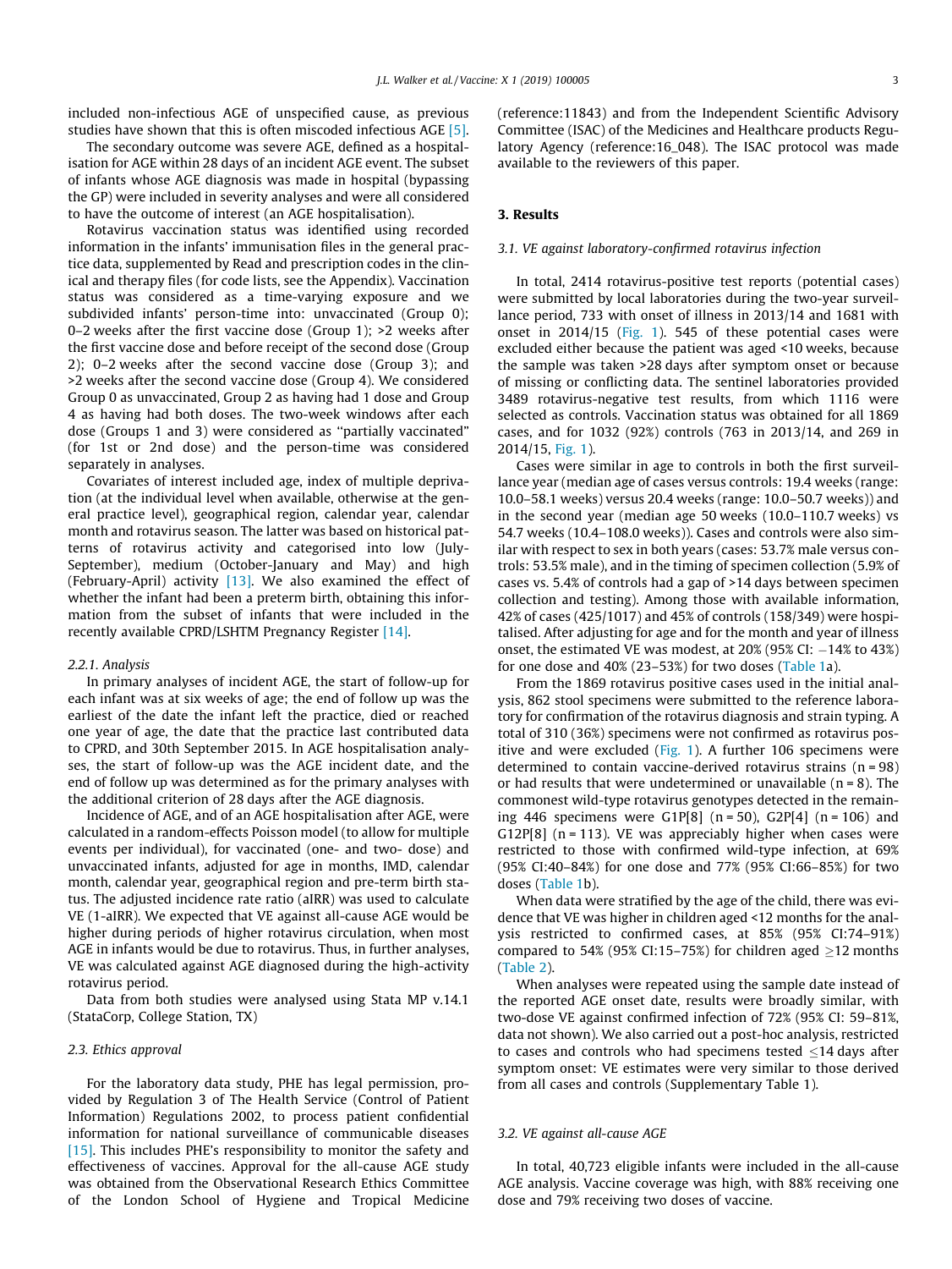included non-infectious AGE of unspecified cause, as previous studies have shown that this is often miscoded infectious AGE [5].

The secondary outcome was severe AGE, defined as a hospitalisation for AGE within 28 days of an incident AGE event. The subset of infants whose AGE diagnosis was made in hospital (bypassing the GP) were included in severity analyses and were all considered to have the outcome of interest (an AGE hospitalisation).

Rotavirus vaccination status was identified using recorded information in the infants' immunisation files in the general practice data, supplemented by Read and prescription codes in the clinical and therapy files (for code lists, see the Appendix). Vaccination status was considered as a time-varying exposure and we subdivided infants' person-time into: unvaccinated (Group 0); 0–2 weeks after the first vaccine dose (Group 1); >2 weeks after the first vaccine dose and before receipt of the second dose (Group 2); 0–2 weeks after the second vaccine dose (Group 3); and >2 weeks after the second vaccine dose (Group 4). We considered Group 0 as unvaccinated, Group 2 as having had 1 dose and Group 4 as having had both doses. The two-week windows after each dose (Groups 1 and 3) were considered as "partially vaccinated" (for 1st or 2nd dose) and the person-time was considered separately in analyses.

Covariates of interest included age, index of multiple deprivation (at the individual level when available, otherwise at the general practice level), geographical region, calendar year, calendar month and rotavirus season. The latter was based on historical patterns of rotavirus activity and categorised into low (July-September), medium (October-January and May) and high (February-April) activity [13]. We also examined the effect of whether the infant had been a preterm birth, obtaining this information from the subset of infants that were included in the recently available CPRD/LSHTM Pregnancy Register [14].

#### 2.2.1. Analysis

In primary analyses of incident AGE, the start of follow-up for each infant was at six weeks of age; the end of follow up was the earliest of the date the infant left the practice, died or reached one year of age, the date that the practice last contributed data to CPRD, and 30th September 2015. In AGE hospitalisation analyses, the start of follow-up was the AGE incident date, and the end of follow up was determined as for the primary analyses with the additional criterion of 28 days after the AGE diagnosis.

Incidence of AGE, and of an AGE hospitalisation after AGE, were calculated in a random-effects Poisson model (to allow for multiple events per individual), for vaccinated (one- and two- dose) and unvaccinated infants, adjusted for age in months, IMD, calendar month, calendar year, geographical region and pre-term birth status. The adjusted incidence rate ratio (aIRR) was used to calculate VE (1-aIRR). We expected that VE against all-cause AGE would be higher during periods of higher rotavirus circulation, when most AGE in infants would be due to rotavirus. Thus, in further analyses, VE was calculated against AGE diagnosed during the high-activity rotavirus period.

Data from both studies were analysed using Stata MP v.14.1 (StataCorp, College Station, TX)

### 2.3. Ethics approval

For the laboratory data study, PHE has legal permission, provided by Regulation 3 of The Health Service (Control of Patient Information) Regulations 2002, to process patient confidential information for national surveillance of communicable diseases [15]. This includes PHE's responsibility to monitor the safety and effectiveness of vaccines. Approval for the all-cause AGE study was obtained from the Observational Research Ethics Committee of the London School of Hygiene and Tropical Medicine (reference:11843) and from the Independent Scientific Advisory Committee (ISAC) of the Medicines and Healthcare products Regulatory Agency (reference:16_048). The ISAC protocol was made available to the reviewers of this paper.

## 3. Results

### 3.1. VE against laboratory-confirmed rotavirus infection

In total, 2414 rotavirus-positive test reports (potential cases) were submitted by local laboratories during the two-year surveillance period, 733 with onset of illness in 2013/14 and 1681 with onset in 2014/15 (Fig. 1). 545 of these potential cases were excluded either because the patient was aged <10 weeks, because the sample was taken >28 days after symptom onset or because of missing or conflicting data. The sentinel laboratories provided 3489 rotavirus-negative test results, from which 1116 were selected as controls. Vaccination status was obtained for all 1869 cases, and for 1032 (92%) controls (763 in 2013/14, and 269 in 2014/15, Fig. 1).

Cases were similar in age to controls in both the first surveillance year (median age of cases versus controls: 19.4 weeks (range: 10.0–58.1 weeks) versus 20.4 weeks (range: 10.0–50.7 weeks)) and in the second year (median age 50 weeks (10.0–110.7 weeks) vs 54.7 weeks (10.4–108.0 weeks)). Cases and controls were also similar with respect to sex in both years (cases: 53.7% male versus controls: 53.5% male), and in the timing of specimen collection (5.9% of cases vs. 5.4% of controls had a gap of >14 days between specimen collection and testing). Among those with available information, 42% of cases (425/1017) and 45% of controls (158/349) were hospitalised. After adjusting for age and for the month and year of illness onset, the estimated VE was modest, at 20% (95% CI: −14% to 43%) for one dose and 40% (23–53%) for two doses (Table 1a).

From the 1869 rotavirus positive cases used in the initial analysis, 862 stool specimens were submitted to the reference laboratory for confirmation of the rotavirus diagnosis and strain typing. A total of 310 (36%) specimens were not confirmed as rotavirus positive and were excluded (Fig. 1). A further 106 specimens were determined to contain vaccine-derived rotavirus strains (n = 98) or had results that were undetermined or unavailable (n = 8). The commonest wild-type rotavirus genotypes detected in the remaining 446 specimens were G1P[8] (n = 50), G2P[4] (n = 106) and G12P[8] (n = 113). VE was appreciably higher when cases were restricted to those with confirmed wild-type infection, at 69% (95% CI:40–84%) for one dose and 77% (95% CI:66–85%) for two doses (Table 1b).

When data were stratified by the age of the child, there was evidence that VE was higher in children aged <12 months for the analysis restricted to confirmed cases, at 85% (95% CI:74–91%) compared to 54% (95% CI:15–75%) for children aged ≥12 months (Table 2).

When analyses were repeated using the sample date instead of the reported AGE onset date, results were broadly similar, with two-dose VE against confirmed infection of 72% (95% CI: 59–81%, data not shown). We also carried out a post-hoc analysis, restricted to cases and controls who had specimens tested ≤14 days after symptom onset: VE estimates were very similar to those derived from all cases and controls (Supplementary Table 1).

### 3.2. VE against all-cause AGE

In total, 40,723 eligible infants were included in the all-cause AGE analysis. Vaccine coverage was high, with 88% receiving one dose and 79% receiving two doses of vaccine.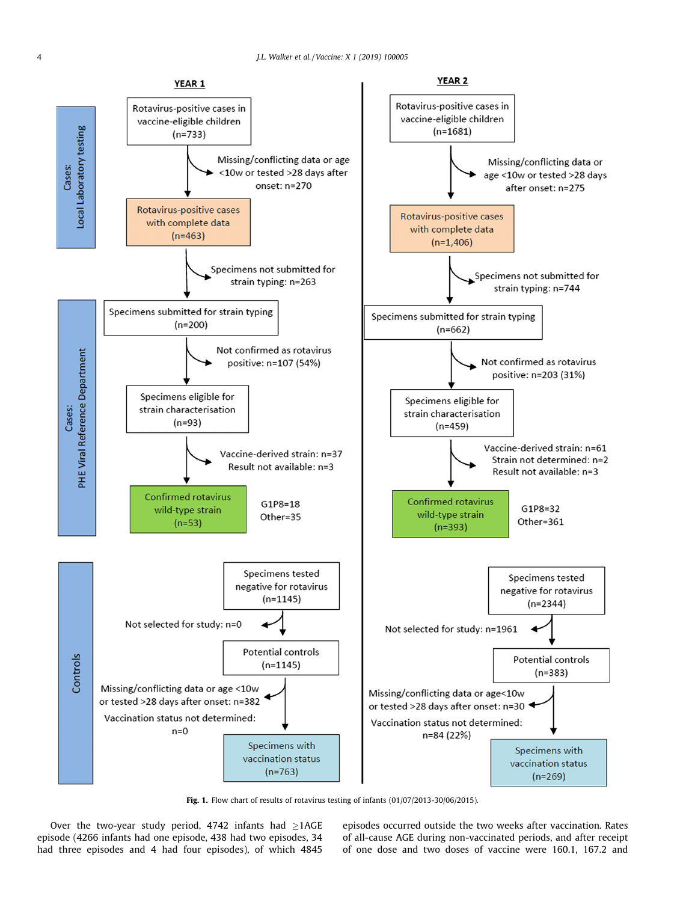**YEAR 1**

*Cases: Local Laboratory testing*

- Rotavirus-positive cases in vaccine-eligible children (n=733)
  - Missing/conflicting data or age <10w or tested >28 days after onset: n=270
- Rotavirus-positive cases with complete data (n=463)
  - Specimens not submitted for strain typing: n=263

*Cases: PHE Viral Reference Department*

- Specimens submitted for strain typing (n=200)
  - Not confirmed as rotavirus positive: n=107 (54%)
- Specimens eligible for strain characterisation (n=93)
  - Vaccine-derived strain: n=37
  - Result not available: n=3
- Confirmed rotavirus wild-type strain (n=53)
  - G1P8=18
  - Other=35

*Controls*

- Specimens tested negative for rotavirus (n=1145)
  - Not selected for study: n=0
- Potential controls (n=1145)
  - Missing/conflicting data or age <10w or tested >28 days after onset: n=382
  - Vaccination status not determined: n=0
- Specimens with vaccination status (n=763)

**YEAR 2**

*Cases: Local Laboratory testing*

- Rotavirus-positive cases in vaccine-eligible children (n=1681)
  - Missing/conflicting data or age <10w or tested >28 days after onset: n=275
- Rotavirus-positive cases with complete data (n=1,406)
  - Specimens not submitted for strain typing: n=744

*Cases: PHE Viral Reference Department*

- Specimens submitted for strain typing (n=662)
  - Not confirmed as rotavirus positive: n=203 (31%)
- Specimens eligible for strain characterisation (n=459)
  - Vaccine-derived strain: n=61
  - Strain not determined: n=2
  - Result not available: n=3
- Confirmed rotavirus wild-type strain (n=393)
  - G1P8=32
  - Other=361

*Controls*

- Specimens tested negative for rotavirus (n=2344)
  - Not selected for study: n=1961
- Potential controls (n=383)
  - Missing/conflicting data or age<10w or tested >28 days after onset: n=30
  - Vaccination status not determined: n=84 (22%)
- Specimens with vaccination status (n=269)

**Fig. 1.** Flow chart of results of rotavirus testing of infants (01/07/2013-30/06/2015).

Over the two-year study period, 4742 infants had ≥1AGE episode (4266 infants had one episode, 438 had two episodes, 34 had three episodes and 4 had four episodes), of which 4845 episodes occurred outside the two weeks after vaccination. Rates of all-cause AGE during non-vaccinated periods, and after receipt of one dose and two doses of vaccine were 160.1, 167.2 and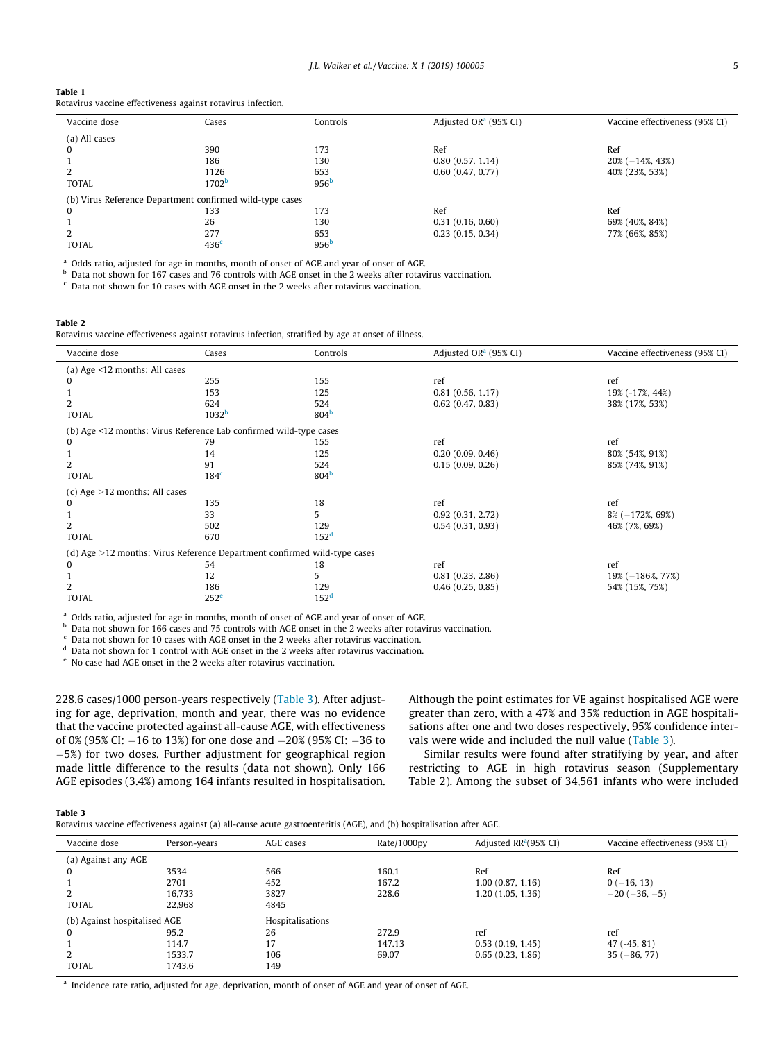**Table 1**
Rotavirus vaccine effectiveness against rotavirus infection.

| Vaccine dose | Cases | Controls | Adjusted OR[a] (95% CI) | Vaccine effectiveness (95% CI) |
|---|---|---|---|---|
| (a) All cases | | | | |
| 0 | 390 | 173 | Ref | Ref |
| 1 | 186 | 130 | 0.80 (0.57, 1.14) | 20% (−14%, 43%) |
| 2 | 1126 | 653 | 0.60 (0.47, 0.77) | 40% (23%, 53%) |
| TOTAL | 1702[b] | 956[b] | | |
| (b) Virus Reference Department confirmed wild-type cases | | | | |
| 0 | 133 | 173 | Ref | Ref |
| 1 | 26 | 130 | 0.31 (0.16, 0.60) | 69% (40%, 84%) |
| 2 | 277 | 653 | 0.23 (0.15, 0.34) | 77% (66%, 85%) |
| TOTAL | 436[c] | 956[b] | | |

[a] Odds ratio, adjusted for age in months, month of onset of AGE and year of onset of AGE.
[b] Data not shown for 167 cases and 76 controls with AGE onset in the 2 weeks after rotavirus vaccination.
[c] Data not shown for 10 cases with AGE onset in the 2 weeks after rotavirus vaccination.

**Table 2**
Rotavirus vaccine effectiveness against rotavirus infection, stratified by age at onset of illness.

| Vaccine dose | Cases | Controls | Adjusted OR[a] (95% CI) | Vaccine effectiveness (95% CI) |
|---|---|---|---|---|
| (a) Age <12 months: All cases | | | | |
| 0 | 255 | 155 | ref | ref |
| 1 | 153 | 125 | 0.81 (0.56, 1.17) | 19% (-17%, 44%) |
| 2 | 624 | 524 | 0.62 (0.47, 0.83) | 38% (17%, 53%) |
| TOTAL | 1032[b] | 804[b] | | |
| (b) Age <12 months: Virus Reference Lab confirmed wild-type cases | | | | |
| 0 | 79 | 155 | ref | ref |
| 1 | 14 | 125 | 0.20 (0.09, 0.46) | 80% (54%, 91%) |
| 2 | 91 | 524 | 0.15 (0.09, 0.26) | 85% (74%, 91%) |
| TOTAL | 184[c] | 804[b] | | |
| (c) Age ≥12 months: All cases | | | | |
| 0 | 135 | 18 | ref | ref |
| 1 | 33 | 5 | 0.92 (0.31, 2.72) | 8% (−172%, 69%) |
| 2 | 502 | 129 | 0.54 (0.31, 0.93) | 46% (7%, 69%) |
| TOTAL | 670 | 152[d] | | |
| (d) Age ≥12 months: Virus Reference Department confirmed wild-type cases | | | | |
| 0 | 54 | 18 | ref | ref |
| 1 | 12 | 5 | 0.81 (0.23, 2.86) | 19% (−186%, 77%) |
| 2 | 186 | 129 | 0.46 (0.25, 0.85) | 54% (15%, 75%) |
| TOTAL | 252[e] | 152[d] | | |

[a] Odds ratio, adjusted for age in months, month of onset of AGE and year of onset of AGE.
[b] Data not shown for 166 cases and 75 controls with AGE onset in the 2 weeks after rotavirus vaccination.
[c] Data not shown for 10 cases with AGE onset in the 2 weeks after rotavirus vaccination.
[d] Data not shown for 1 control with AGE onset in the 2 weeks after rotavirus vaccination.
[e] No case had AGE onset in the 2 weeks after rotavirus vaccination.

228.6 cases/1000 person-years respectively (Table 3). After adjusting for age, deprivation, month and year, there was no evidence that the vaccine protected against all-cause AGE, with effectiveness of 0% (95% CI: −16 to 13%) for one dose and −20% (95% CI: −36 to −5%) for two doses. Further adjustment for geographical region made little difference to the results (data not shown). Only 166 AGE episodes (3.4%) among 164 infants resulted in hospitalisation. Although the point estimates for VE against hospitalised AGE were greater than zero, with a 47% and 35% reduction in AGE hospitalisations after one and two doses respectively, 95% confidence intervals were wide and included the null value (Table 3).

Similar results were found after stratifying by year, and after restricting to AGE in high rotavirus season (Supplementary Table 2). Among the subset of 34,561 infants who were included

**Table 3**
Rotavirus vaccine effectiveness against (a) all-cause acute gastroenteritis (AGE), and (b) hospitalisation after AGE.

| Vaccine dose | Person-years | AGE cases | Rate/1000py | Adjusted RR[a](95% CI) | Vaccine effectiveness (95% CI) |
|---|---|---|---|---|---|
| (a) Against any AGE | | | | | |
| 0 | 3534 | 566 | 160.1 | Ref | Ref |
| 1 | 2701 | 452 | 167.2 | 1.00 (0.87, 1.16) | 0 (−16, 13) |
| 2 | 16,733 | 3827 | 228.6 | 1.20 (1.05, 1.36) | −20 (−36, −5) |
| TOTAL | 22,968 | 4845 | | | |
| (b) Against hospitalised AGE | | Hospitalisations | | | |
| 0 | 95.2 | 26 | 272.9 | ref | ref |
| 1 | 114.7 | 17 | 147.13 | 0.53 (0.19, 1.45) | 47 (-45, 81) |
| 2 | 1533.7 | 106 | 69.07 | 0.65 (0.23, 1.86) | 35 (−86, 77) |
| TOTAL | 1743.6 | 149 | | | |

[a] Incidence rate ratio, adjusted for age, deprivation, month of onset of AGE and year of onset of AGE.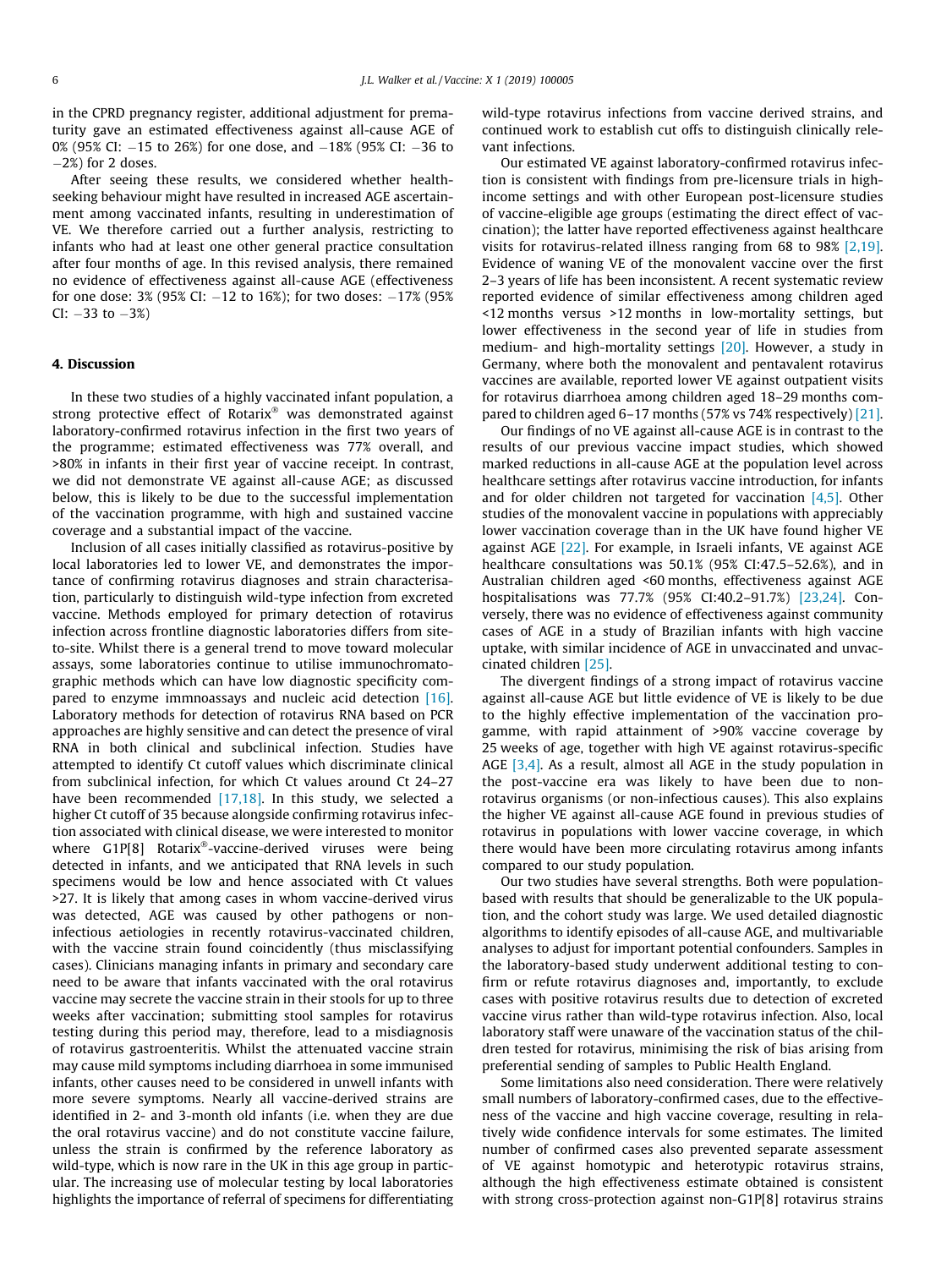in the CPRD pregnancy register, additional adjustment for prematurity gave an estimated effectiveness against all-cause AGE of 0% (95% CI: −15 to 26%) for one dose, and −18% (95% CI: −36 to −2%) for 2 doses.

After seeing these results, we considered whether health-seeking behaviour might have resulted in increased AGE ascertainment among vaccinated infants, resulting in underestimation of VE. We therefore carried out a further analysis, restricting to infants who had at least one other general practice consultation after four months of age. In this revised analysis, there remained no evidence of effectiveness against all-cause AGE (effectiveness for one dose: 3% (95% CI: −12 to 16%); for two doses: −17% (95% CI: −33 to −3%)

## 4. Discussion

In these two studies of a highly vaccinated infant population, a strong protective effect of Rotarix® was demonstrated against laboratory-confirmed rotavirus infection in the first two years of the programme; estimated effectiveness was 77% overall, and >80% in infants in their first year of vaccine receipt. In contrast, we did not demonstrate VE against all-cause AGE; as discussed below, this is likely to be due to the successful implementation of the vaccination programme, with high and sustained vaccine coverage and a substantial impact of the vaccine.

Inclusion of all cases initially classified as rotavirus-positive by local laboratories led to lower VE, and demonstrates the importance of confirming rotavirus diagnoses and strain characterisation, particularly to distinguish wild-type infection from excreted vaccine. Methods employed for primary detection of rotavirus infection across frontline diagnostic laboratories differs from site-to-site. Whilst there is a general trend to move toward molecular assays, some laboratories continue to utilise immunochromatographic methods which can have low diagnostic specificity compared to enzyme immnoassays and nucleic acid detection [16]. Laboratory methods for detection of rotavirus RNA based on PCR approaches are highly sensitive and can detect the presence of viral RNA in both clinical and subclinical infection. Studies have attempted to identify Ct cutoff values which discriminate clinical from subclinical infection, for which Ct values around Ct 24–27 have been recommended [17,18]. In this study, we selected a higher Ct cutoff of 35 because alongside confirming rotavirus infection associated with clinical disease, we were interested to monitor where G1P[8] Rotarix®-vaccine-derived viruses were being detected in infants, and we anticipated that RNA levels in such specimens would be low and hence associated with Ct values >27. It is likely that among cases in whom vaccine-derived virus was detected, AGE was caused by other pathogens or non-infectious aetiologies in recently rotavirus-vaccinated children, with the vaccine strain found coincidently (thus misclassifying cases). Clinicians managing infants in primary and secondary care need to be aware that infants vaccinated with the oral rotavirus vaccine may secrete the vaccine strain in their stools for up to three weeks after vaccination; submitting stool samples for rotavirus testing during this period may, therefore, lead to a misdiagnosis of rotavirus gastroenteritis. Whilst the attenuated vaccine strain may cause mild symptoms including diarrhoea in some immunised infants, other causes need to be considered in unwell infants with more severe symptoms. Nearly all vaccine-derived strains are identified in 2- and 3-month old infants (i.e. when they are due the oral rotavirus vaccine) and do not constitute vaccine failure, unless the strain is confirmed by the reference laboratory as wild-type, which is now rare in the UK in this age group in particular. The increasing use of molecular testing by local laboratories highlights the importance of referral of specimens for differentiating wild-type rotavirus infections from vaccine derived strains, and continued work to establish cut offs to distinguish clinically relevant infections.

Our estimated VE against laboratory-confirmed rotavirus infection is consistent with findings from pre-licensure trials in high-income settings and with other European post-licensure studies of vaccine-eligible age groups (estimating the direct effect of vaccination); the latter have reported effectiveness against healthcare visits for rotavirus-related illness ranging from 68 to 98% [2,19]. Evidence of waning VE of the monovalent vaccine over the first 2–3 years of life has been inconsistent. A recent systematic review reported evidence of similar effectiveness among children aged <12 months versus >12 months in low-mortality settings, but lower effectiveness in the second year of life in studies from medium- and high-mortality settings [20]. However, a study in Germany, where both the monovalent and pentavalent rotavirus vaccines are available, reported lower VE against outpatient visits for rotavirus diarrhoea among children aged 18–29 months compared to children aged 6–17 months (57% vs 74% respectively) [21].

Our findings of no VE against all-cause AGE is in contrast to the results of our previous vaccine impact studies, which showed marked reductions in all-cause AGE at the population level across healthcare settings after rotavirus vaccine introduction, for infants and for older children not targeted for vaccination [4,5]. Other studies of the monovalent vaccine in populations with appreciably lower vaccination coverage than in the UK have found higher VE against AGE [22]. For example, in Israeli infants, VE against AGE healthcare consultations was 50.1% (95% CI:47.5–52.6%), and in Australian children aged <60 months, effectiveness against AGE hospitalisations was 77.7% (95% CI:40.2–91.7%) [23,24]. Conversely, there was no evidence of effectiveness against community cases of AGE in a study of Brazilian infants with high vaccine uptake, with similar incidence of AGE in unvaccinated and unvaccinated children [25].

The divergent findings of a strong impact of rotavirus vaccine against all-cause AGE but little evidence of VE is likely to be due to the highly effective implementation of the vaccination programme, with rapid attainment of >90% vaccine coverage by 25 weeks of age, together with high VE against rotavirus-specific AGE [3,4]. As a result, almost all AGE in the study population in the post-vaccine era was likely to have been due to non-rotavirus organisms (or non-infectious causes). This also explains the higher VE against all-cause AGE found in previous studies of rotavirus in populations with lower vaccine coverage, in which there would have been more circulating rotavirus among infants compared to our study population.

Our two studies have several strengths. Both were population-based with results that should be generalizable to the UK population, and the cohort study was large. We used detailed diagnostic algorithms to identify episodes of all-cause AGE, and multivariable analyses to adjust for important potential confounders. Samples in the laboratory-based study underwent additional testing to confirm or refute rotavirus diagnoses and, importantly, to exclude cases with positive rotavirus results due to detection of excreted vaccine virus rather than wild-type rotavirus infection. Also, local laboratory staff were unaware of the vaccination status of the children tested for rotavirus, minimising the risk of bias arising from preferential sending of samples to Public Health England.

Some limitations also need consideration. There were relatively small numbers of laboratory-confirmed cases, due to the effectiveness of the vaccine and high vaccine coverage, resulting in relatively wide confidence intervals for some estimates. The limited number of confirmed cases also prevented separate assessment of VE against homotypic and heterotypic rotavirus strains, although the high effectiveness estimate obtained is consistent with strong cross-protection against non-G1P[8] rotavirus strains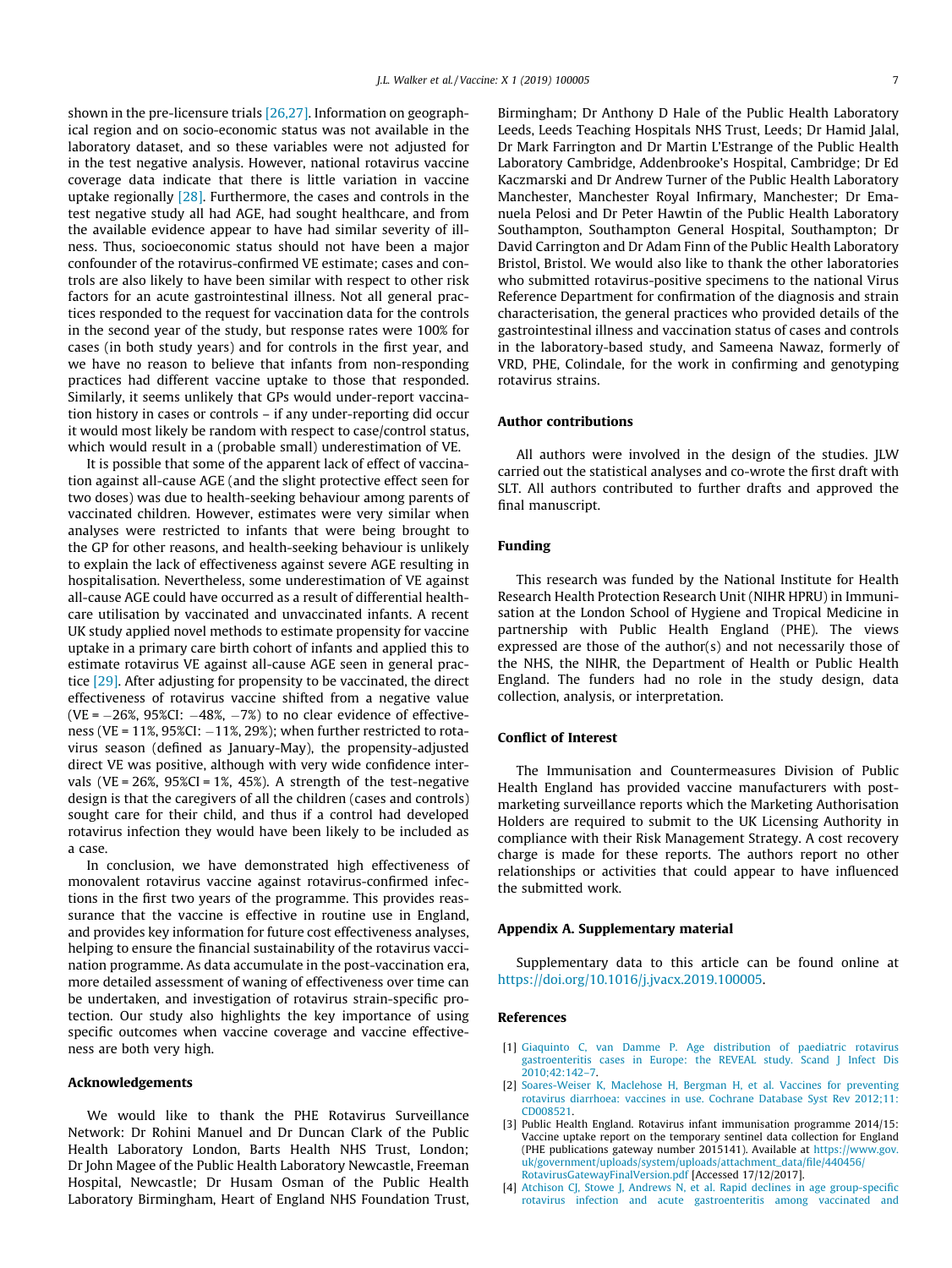shown in the pre-licensure trials [26,27]. Information on geographical region and on socio-economic status was not available in the laboratory dataset, and so these variables were not adjusted for in the test negative analysis. However, national rotavirus vaccine coverage data indicate that there is little variation in vaccine uptake regionally [28]. Furthermore, the cases and controls in the test negative study all had AGE, had sought healthcare, and from the available evidence appear to have had similar severity of illness. Thus, socioeconomic status should not have been a major confounder of the rotavirus-confirmed VE estimate; cases and controls are also likely to have been similar with respect to other risk factors for an acute gastrointestinal illness. Not all general practices responded to the request for vaccination data for the controls in the second year of the study, but response rates were 100% for cases (in both study years) and for controls in the first year, and we have no reason to believe that infants from non-responding practices had different vaccine uptake to those that responded. Similarly, it seems unlikely that GPs would under-report vaccination history in cases or controls – if any under-reporting did occur it would most likely be random with respect to case/control status, which would result in a (probable small) underestimation of VE.

It is possible that some of the apparent lack of effect of vaccination against all-cause AGE (and the slight protective effect seen for two doses) was due to health-seeking behaviour among parents of vaccinated children. However, estimates were very similar when analyses were restricted to infants that were being brought to the GP for other reasons, and health-seeking behaviour is unlikely to explain the lack of effectiveness against severe AGE resulting in hospitalisation. Nevertheless, some underestimation of VE against all-cause AGE could have occurred as a result of differential healthcare utilisation by vaccinated and unvaccinated infants. A recent UK study applied novel methods to estimate propensity for vaccine uptake in a primary care birth cohort of infants and applied this to estimate rotavirus VE against all-cause AGE seen in general practice [29]. After adjusting for propensity to be vaccinated, the direct effectiveness of rotavirus vaccine shifted from a negative value (VE = −26%, 95%CI: −48%, −7%) to no clear evidence of effectiveness (VE = 11%, 95%CI: −11%, 29%); when further restricted to rotavirus season (defined as January-May), the propensity-adjusted direct VE was positive, although with very wide confidence intervals (VE = 26%, 95%CI = 1%, 45%). A strength of the test-negative design is that the caregivers of all the children (cases and controls) sought care for their child, and thus if a control had developed rotavirus infection they would have been likely to be included as a case.

In conclusion, we have demonstrated high effectiveness of monovalent rotavirus vaccine against rotavirus-confirmed infections in the first two years of the programme. This provides reassurance that the vaccine is effective in routine use in England, and provides key information for future cost effectiveness analyses, helping to ensure the financial sustainability of the rotavirus vaccination programme. As data accumulate in the post-vaccination era, more detailed assessment of waning of effectiveness over time can be undertaken, and investigation of rotavirus strain-specific protection. Our study also highlights the key importance of using specific outcomes when vaccine coverage and vaccine effectiveness are both very high.

## Acknowledgements

We would like to thank the PHE Rotavirus Surveillance Network: Dr Rohini Manuel and Dr Duncan Clark of the Public Health Laboratory London, Barts Health NHS Trust, London; Dr John Magee of the Public Health Laboratory Newcastle, Freeman Hospital, Newcastle; Dr Husam Osman of the Public Health Laboratory Birmingham, Heart of England NHS Foundation Trust, Birmingham; Dr Anthony D Hale of the Public Health Laboratory Leeds, Leeds Teaching Hospitals NHS Trust, Leeds; Dr Hamid Jalal, Dr Mark Farrington and Dr Martin L'Estrange of the Public Health Laboratory Cambridge, Addenbrooke's Hospital, Cambridge; Dr Ed Kaczmarski and Dr Andrew Turner of the Public Health Laboratory Manchester, Manchester Royal Infirmary, Manchester; Dr Emanuela Pelosi and Dr Peter Hawtin of the Public Health Laboratory Southampton, Southampton General Hospital, Southampton; Dr David Carrington and Dr Adam Finn of the Public Health Laboratory Bristol, Bristol. We would also like to thank the other laboratories who submitted rotavirus-positive specimens to the national Virus Reference Department for confirmation of the diagnosis and strain characterisation, the general practices who provided details of the gastrointestinal illness and vaccination status of cases and controls in the laboratory-based study, and Sameena Nawaz, formerly of VRD, PHE, Colindale, for the work in confirming and genotyping rotavirus strains.

## Author contributions

All authors were involved in the design of the studies. JLW carried out the statistical analyses and co-wrote the first draft with SLT. All authors contributed to further drafts and approved the final manuscript.

## Funding

This research was funded by the National Institute for Health Research Health Protection Research Unit (NIHR HPRU) in Immunisation at the London School of Hygiene and Tropical Medicine in partnership with Public Health England (PHE). The views expressed are those of the author(s) and not necessarily those of the NHS, the NIHR, the Department of Health or Public Health England. The funders had no role in the study design, data collection, analysis, or interpretation.

## Conflict of Interest

The Immunisation and Countermeasures Division of Public Health England has provided vaccine manufacturers with post-marketing surveillance reports which the Marketing Authorisation Holders are required to submit to the UK Licensing Authority in compliance with their Risk Management Strategy. A cost recovery charge is made for these reports. The authors report no other relationships or activities that could appear to have influenced the submitted work.

## Appendix A. Supplementary material

Supplementary data to this article can be found online at https://doi.org/10.1016/j.jvacx.2019.100005.

## References

[1] Giaquinto C, van Damme P. Age distribution of paediatric rotavirus gastroenteritis cases in Europe: the REVEAL study. Scand J Infect Dis 2010;42:142–7.

[2] Soares-Weiser K, Maclehose H, Bergman H, et al. Vaccines for preventing rotavirus diarrhoea: vaccines in use. Cochrane Database Syst Rev 2012;11:CD008521.

[3] Public Health England. Rotavirus infant immunisation programme 2014/15: Vaccine uptake report on the temporary sentinel data collection for England (PHE publications gateway number 2015141). Available at https://www.gov.uk/government/uploads/system/uploads/attachment_data/file/440456/RotavirusGatewayFinalVersion.pdf [Accessed 17/12/2017].

[4] Atchison CJ, Stowe J, Andrews N, et al. Rapid declines in age group-specific rotavirus infection and acute gastroenteritis among vaccinated and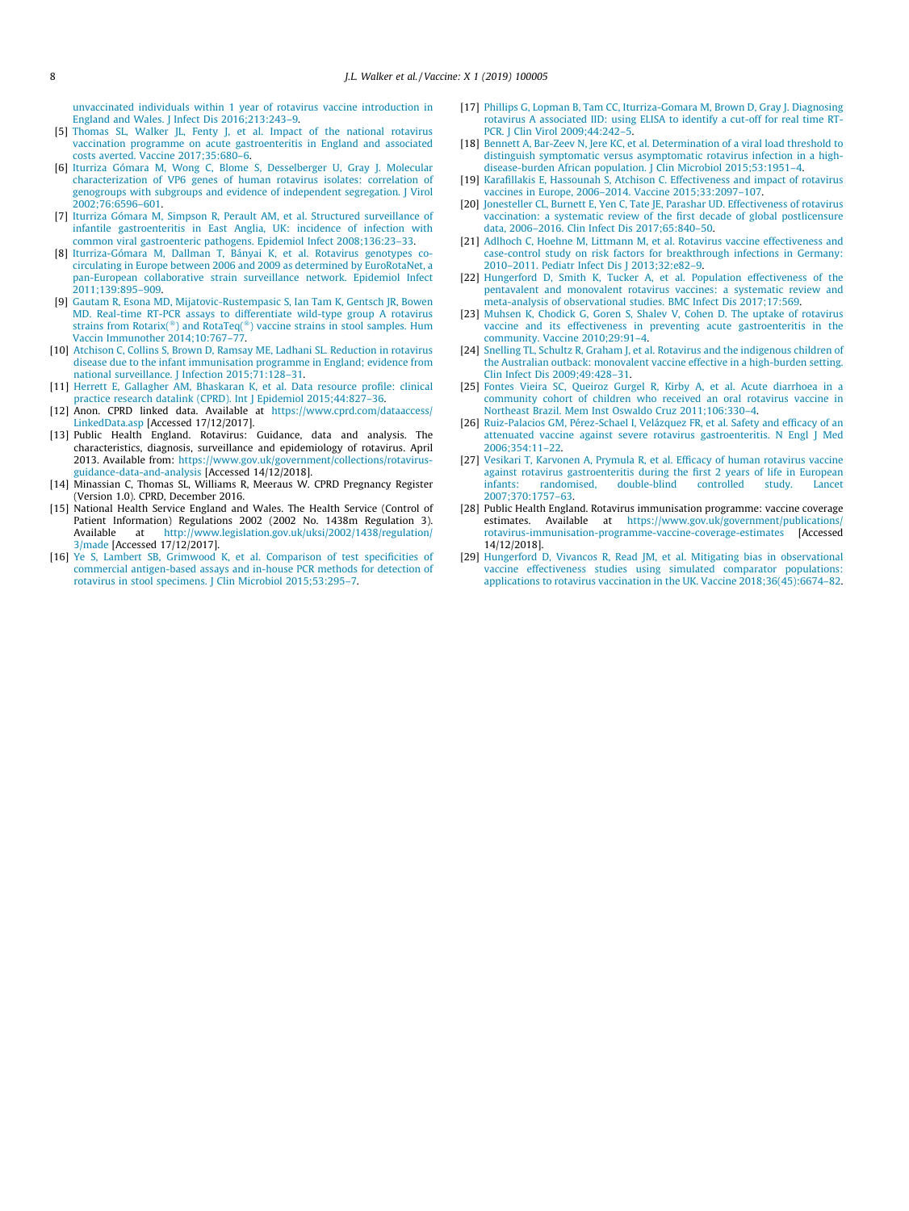unvaccinated individuals within 1 year of rotavirus vaccine introduction in England and Wales. J Infect Dis 2016;213:243–9.

[5] Thomas SL, Walker JL, Fenty J, et al. Impact of the national rotavirus vaccination programme on acute gastroenteritis in England and associated costs averted. Vaccine 2017;35:680–6.

[6] Iturriza Gómara M, Wong C, Blome S, Desselberger U, Gray J. Molecular characterization of VP6 genes of human rotavirus isolates: correlation of genogroups with subgroups and evidence of independent segregation. J Virol 2002;76:6596–601.

[7] Iturriza Gómara M, Simpson R, Perault AM, et al. Structured surveillance of infantile gastroenteritis in East Anglia, UK: incidence of infection with common viral gastroenteric pathogens. Epidemiol Infect 2008;136:23–33.

[8] Iturriza-Gómara M, Dallman T, Bányai K, et al. Rotavirus genotypes co-circulating in Europe between 2006 and 2009 as determined by EuroRotaNet, a pan-European collaborative strain surveillance network. Epidemiol Infect 2011;139:895–909.

[9] Gautam R, Esona MD, Mijatovic-Rustempasic S, Ian Tam K, Gentsch JR, Bowen MD. Real-time RT-PCR assays to differentiate wild-type group A rotavirus strains from Rotarix(®) and RotaTeq(®) vaccine strains in stool samples. Hum Vaccin Immunother 2014;10:767–77.

[10] Atchison C, Collins S, Brown D, Ramsay ME, Ladhani SL. Reduction in rotavirus disease due to the infant immunisation programme in England; evidence from national surveillance. J Infection 2015;71:128–31.

[11] Herrett E, Gallagher AM, Bhaskaran K, et al. Data resource profile: clinical practice research datalink (CPRD). Int J Epidemiol 2015;44:827–36.

[12] Anon. CPRD linked data. Available at https://www.cprd.com/dataaccess/LinkedData.asp [Accessed 17/12/2017].

[13] Public Health England. Rotavirus: Guidance, data and analysis. The characteristics, diagnosis, surveillance and epidemiology of rotavirus. April 2013. Available from: https://www.gov.uk/government/collections/rotavirus-guidance-data-and-analysis [Accessed 14/12/2018].

[14] Minassian C, Thomas SL, Williams R, Meeraus W. CPRD Pregnancy Register (Version 1.0). CPRD, December 2016.

[15] National Health Service England and Wales. The Health Service (Control of Patient Information) Regulations 2002 (2002 No. 1438m Regulation 3). Available at http://www.legislation.gov.uk/uksi/2002/1438/regulation/3/made [Accessed 17/12/2017].

[16] Ye S, Lambert SB, Grimwood K, et al. Comparison of test specificities of commercial antigen-based assays and in-house PCR methods for detection of rotavirus in stool specimens. J Clin Microbiol 2015;53:295–7.

[17] Phillips G, Lopman B, Tam CC, Iturriza-Gomara M, Brown D, Gray J. Diagnosing rotavirus A associated IID: using ELISA to identify a cut-off for real time RT-PCR. J Clin Virol 2009;44:242–5.

[18] Bennett A, Bar-Zeev N, Jere KC, et al. Determination of a viral load threshold to distinguish symptomatic versus asymptomatic rotavirus infection in a high-disease-burden African population. J Clin Microbiol 2015;53:1951–4.

[19] Karafillakis E, Hassounah S, Atchison C. Effectiveness and impact of rotavirus vaccines in Europe, 2006–2014. Vaccine 2015;33:2097–107.

[20] Jonesteller CL, Burnett E, Yen C, Tate JE, Parashar UD. Effectiveness of rotavirus vaccination: a systematic review of the first decade of global postlicensure data, 2006–2016. Clin Infect Dis 2017;65:840–50.

[21] Adlhoch C, Hoehne M, Littmann M, et al. Rotavirus vaccine effectiveness and case-control study on risk factors for breakthrough infections in Germany: 2010–2011. Pediatr Infect Dis J 2013;32:e82–9.

[22] Hungerford D, Smith K, Tucker A, et al. Population effectiveness of the pentavalent and monovalent rotavirus vaccines: a systematic review and meta-analysis of observational studies. BMC Infect Dis 2017;17:569.

[23] Muhsen K, Chodick G, Goren S, Shalev V, Cohen D. The uptake of rotavirus vaccine and its effectiveness in preventing acute gastroenteritis in the community. Vaccine 2010;29:91–4.

[24] Snelling TL, Schultz R, Graham J, et al. Rotavirus and the indigenous children of the Australian outback: monovalent vaccine effective in a high-burden setting. Clin Infect Dis 2009;49:428–31.

[25] Fontes Vieira SC, Queiroz Gurgel R, Kirby A, et al. Acute diarrhoea in a community cohort of children who received an oral rotavirus vaccine in Northeast Brazil. Mem Inst Oswaldo Cruz 2011;106:330–4.

[26] Ruiz-Palacios GM, Pérez-Schael I, Velázquez FR, et al. Safety and efficacy of an attenuated vaccine against severe rotavirus gastroenteritis. N Engl J Med 2006;354:11–22.

[27] Vesikari T, Karvonen A, Prymula R, et al. Efficacy of human rotavirus vaccine against rotavirus gastroenteritis during the first 2 years of life in European infants: randomised, double-blind controlled study. Lancet 2007;370:1757–63.

[28] Public Health England. Rotavirus immunisation programme: vaccine coverage estimates. Available at https://www.gov.uk/government/publications/rotavirus-immunisation-programme-vaccine-coverage-estimates [Accessed 14/12/2018].

[29] Hungerford D, Vivancos R, Read JM, et al. Mitigating bias in observational vaccine effectiveness studies using simulated comparator populations: applications to rotavirus vaccination in the UK. Vaccine 2018;36(45):6674–82.